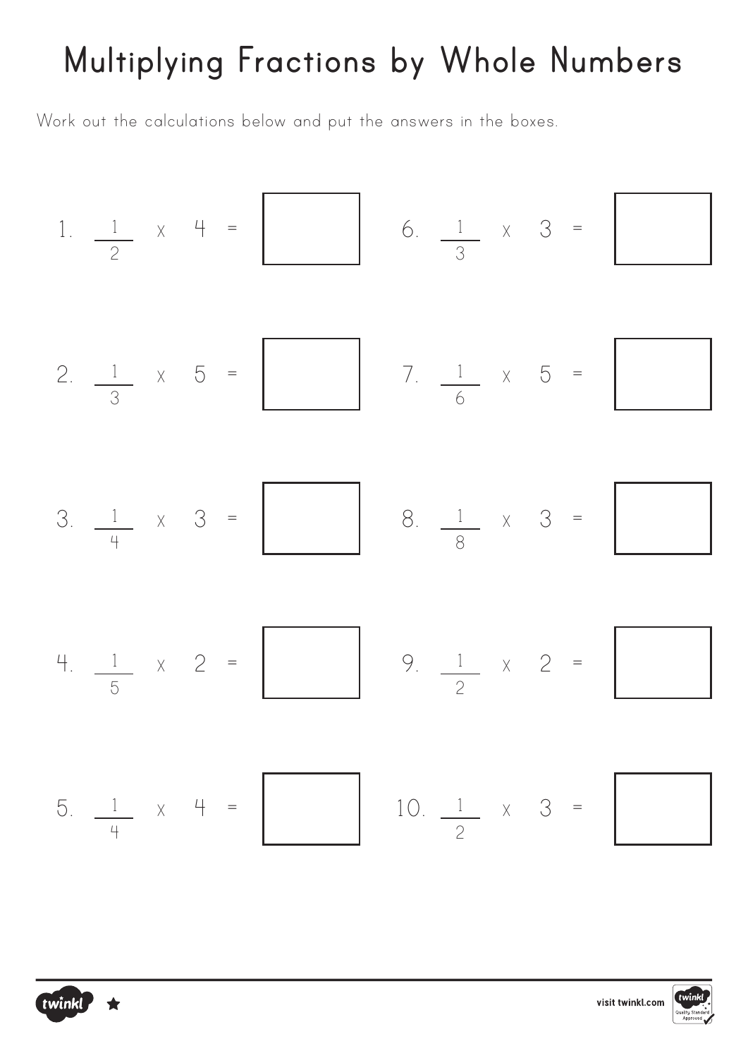# Multiplying Fractions by Whole Numbers

Work out the calculations below and put the answers in the boxes.

1. $\frac{1}{2} \times 4 =$ ☐

2. $\frac{1}{3} \times 5 =$ ☐

3. $\frac{1}{4} \times 3 =$ ☐

4. $\frac{1}{5} \times 2 =$ ☐

5. $\frac{1}{4} \times 4 =$ ☐

6. $\frac{1}{3} \times 3 =$ ☐

7. $\frac{1}{6} \times 5 =$ ☐

8. $\frac{1}{8} \times 3 =$ ☐

9. $\frac{1}{2} \times 2 =$ ☐

10. $\frac{1}{2} \times 3 =$ ☐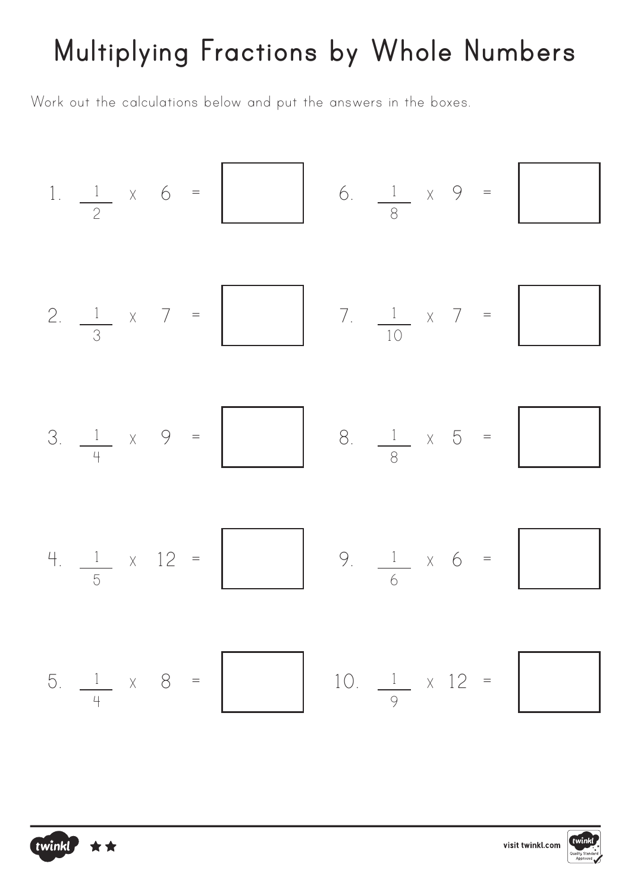# Multiplying Fractions by Whole Numbers

Work out the calculations below and put the answers in the boxes.

1. $\frac{1}{2} \times 6 =$ ☐

2. $\frac{1}{3} \times 7 =$ ☐

3. $\frac{1}{4} \times 9 =$ ☐

4. $\frac{1}{5} \times 12 =$ ☐

5. $\frac{1}{4} \times 8 =$ ☐

6. $\frac{1}{8} \times 9 =$ ☐

7. $\frac{1}{10} \times 7 =$ ☐

8. $\frac{1}{8} \times 5 =$ ☐

9. $\frac{1}{6} \times 6 =$ ☐

10. $\frac{1}{9} \times 12 =$ ☐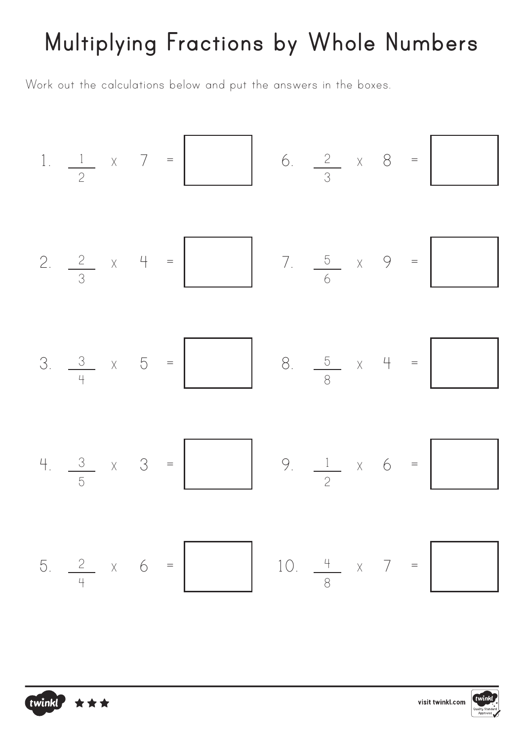# Multiplying Fractions by Whole Numbers

Work out the calculations below and put the answers in the boxes.

1. $\frac{1}{2} \times 7 =$ ☐

2. $\frac{2}{3} \times 4 =$ ☐

3. $\frac{3}{4} \times 5 =$ ☐

4. $\frac{3}{5} \times 3 =$ ☐

5. $\frac{2}{4} \times 6 =$ ☐

6. $\frac{2}{3} \times 8 =$ ☐

7. $\frac{5}{6} \times 9 =$ ☐

8. $\frac{5}{8} \times 4 =$ ☐

9. $\frac{1}{2} \times 6 =$ ☐

10. $\frac{4}{8} \times 7 =$ ☐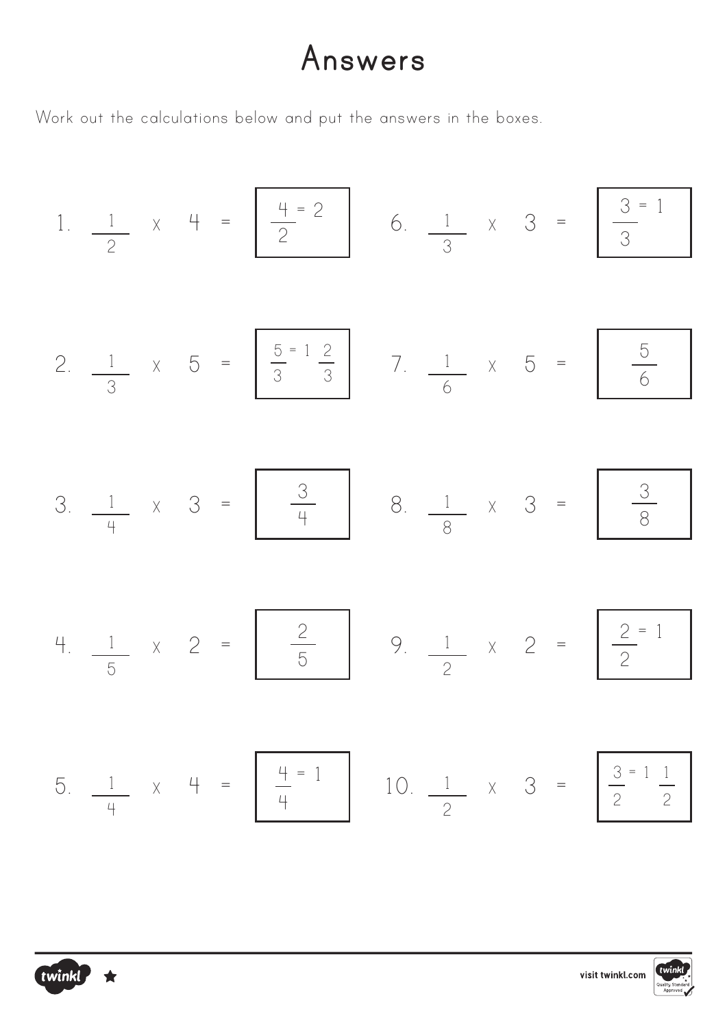# Answers

Work out the calculations below and put the answers in the boxes.

1. $\frac{1}{2} \times 4 = \frac{4}{2} = 2$

2. $\frac{1}{3} \times 5 = \frac{5}{3} = 1\frac{2}{3}$

3. $\frac{1}{4} \times 3 = \frac{3}{4}$

4. $\frac{1}{5} \times 2 = \frac{2}{5}$

5. $\frac{1}{4} \times 4 = \frac{4}{4} = 1$

6. $\frac{1}{3} \times 3 = \frac{3}{3} = 1$

7. $\frac{1}{6} \times 5 = \frac{5}{6}$

8. $\frac{1}{8} \times 3 = \frac{3}{8}$

9. $\frac{1}{2} \times 2 = \frac{2}{2} = 1$

10. $\frac{1}{2} \times 3 = \frac{3}{2} = 1\frac{1}{2}$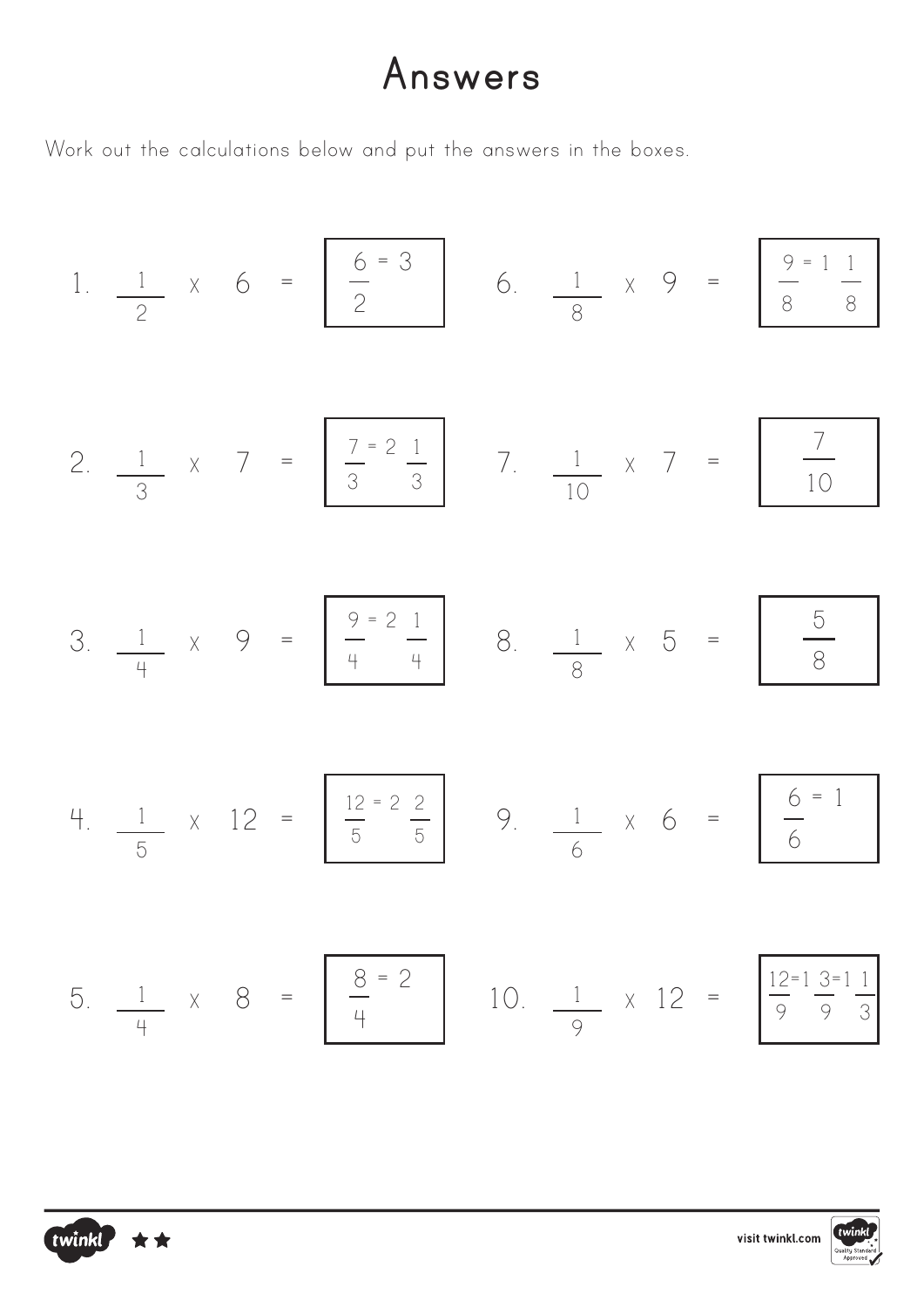# Answers

Work out the calculations below and put the answers in the boxes.

1. $\frac{1}{2} \times 6 = \frac{6}{2} = 3$

2. $\frac{1}{3} \times 7 = \frac{7}{3} = 2\frac{1}{3}$

3. $\frac{1}{4} \times 9 = \frac{9}{4} = 2\frac{1}{4}$

4. $\frac{1}{5} \times 12 = \frac{12}{5} = 2\frac{2}{5}$

5. $\frac{1}{4} \times 8 = \frac{8}{4} = 2$

6. $\frac{1}{8} \times 9 = \frac{9}{8} = 1\frac{1}{8}$

7. $\frac{1}{10} \times 7 = \frac{7}{10}$

8. $\frac{1}{8} \times 5 = \frac{5}{8}$

9. $\frac{1}{6} \times 6 = \frac{6}{6} = 1$

10. $\frac{1}{9} \times 12 = \frac{12}{9} = 1\frac{3}{9} = 1\frac{1}{3}$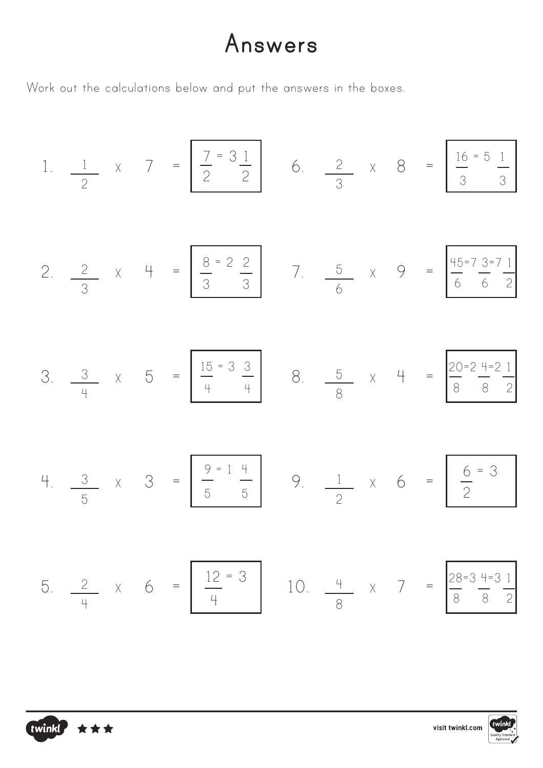# Answers

Work out the calculations below and put the answers in the boxes.

1. $\frac{1}{2} \times 7 = \frac{7}{2} = 3\frac{1}{2}$

2. $\frac{2}{3} \times 4 = \frac{8}{3} = 2\frac{2}{3}$

3. $\frac{3}{4} \times 5 = \frac{15}{4} = 3\frac{3}{4}$

4. $\frac{3}{5} \times 3 = \frac{9}{5} = 1\frac{4}{5}$

5. $\frac{2}{4} \times 6 = \frac{12}{4} = 3$

6. $\frac{2}{3} \times 8 = \frac{16}{3} = 5\frac{1}{3}$

7. $\frac{5}{6} \times 9 = \frac{45}{6} = 7\frac{3}{6} = 7\frac{1}{2}$

8. $\frac{5}{8} \times 4 = \frac{20}{8} = 2\frac{4}{8} = 2\frac{1}{2}$

9. $\frac{1}{2} \times 6 = \frac{6}{2} = 3$

10. $\frac{4}{8} \times 7 = \frac{28}{8} = 3\frac{4}{8} = 3\frac{1}{2}$